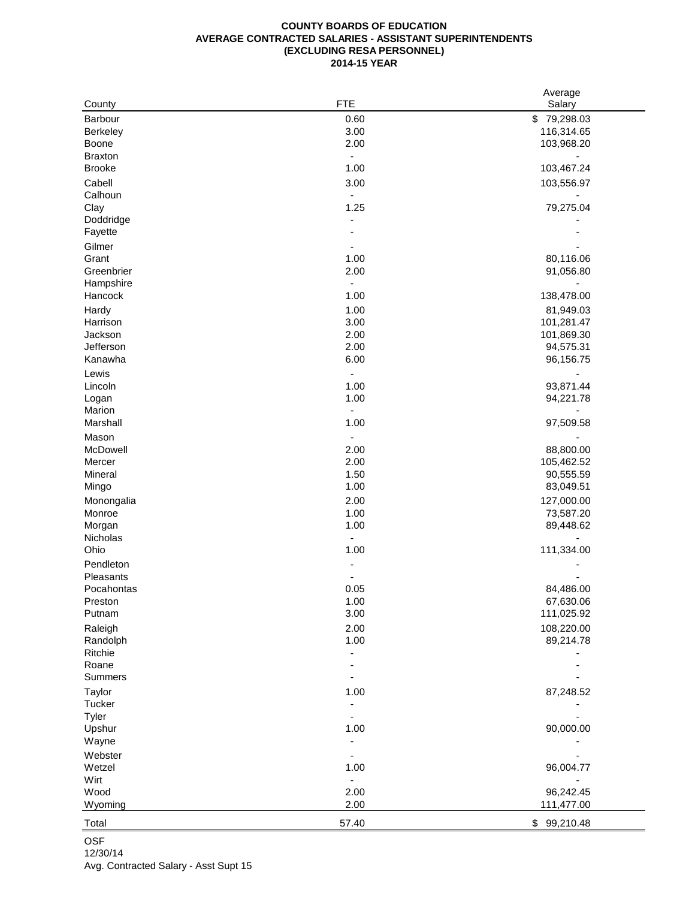**COUNTY BOARDS OF EDUCATION**
**AVERAGE CONTRACTED SALARIES - ASSISTANT SUPERINTENDENTS**
**(EXCLUDING RESA PERSONNEL)**
**2014-15 YEAR**

| County | FTE | Average Salary |
|---|---|---|
| Barbour | 0.60 | $ 79,298.03 |
| Berkeley | 3.00 | 116,314.65 |
| Boone | 2.00 | 103,968.20 |
| Braxton | - | - |
| Brooke | 1.00 | 103,467.24 |
| Cabell | 3.00 | 103,556.97 |
| Calhoun | - | - |
| Clay | 1.25 | 79,275.04 |
| Doddridge | - | - |
| Fayette | - | - |
| Gilmer | - | - |
| Grant | 1.00 | 80,116.06 |
| Greenbrier | 2.00 | 91,056.80 |
| Hampshire | - | - |
| Hancock | 1.00 | 138,478.00 |
| Hardy | 1.00 | 81,949.03 |
| Harrison | 3.00 | 101,281.47 |
| Jackson | 2.00 | 101,869.30 |
| Jefferson | 2.00 | 94,575.31 |
| Kanawha | 6.00 | 96,156.75 |
| Lewis | - | - |
| Lincoln | 1.00 | 93,871.44 |
| Logan | 1.00 | 94,221.78 |
| Marion | - | - |
| Marshall | 1.00 | 97,509.58 |
| Mason | - | - |
| McDowell | 2.00 | 88,800.00 |
| Mercer | 2.00 | 105,462.52 |
| Mineral | 1.50 | 90,555.59 |
| Mingo | 1.00 | 83,049.51 |
| Monongalia | 2.00 | 127,000.00 |
| Monroe | 1.00 | 73,587.20 |
| Morgan | 1.00 | 89,448.62 |
| Nicholas | - | - |
| Ohio | 1.00 | 111,334.00 |
| Pendleton | - | - |
| Pleasants | - | - |
| Pocahontas | 0.05 | 84,486.00 |
| Preston | 1.00 | 67,630.06 |
| Putnam | 3.00 | 111,025.92 |
| Raleigh | 2.00 | 108,220.00 |
| Randolph | 1.00 | 89,214.78 |
| Ritchie | - | - |
| Roane | - | - |
| Summers | - | - |
| Taylor | 1.00 | 87,248.52 |
| Tucker | - | - |
| Tyler | - | - |
| Upshur | 1.00 | 90,000.00 |
| Wayne | - | - |
| Webster | - | - |
| Wetzel | 1.00 | 96,004.77 |
| Wirt | - | - |
| Wood | 2.00 | 96,242.45 |
| Wyoming | 2.00 | 111,477.00 |
| Total | 57.40 | $ 99,210.48 |

OSF
12/30/14
Avg. Contracted Salary - Asst Supt 15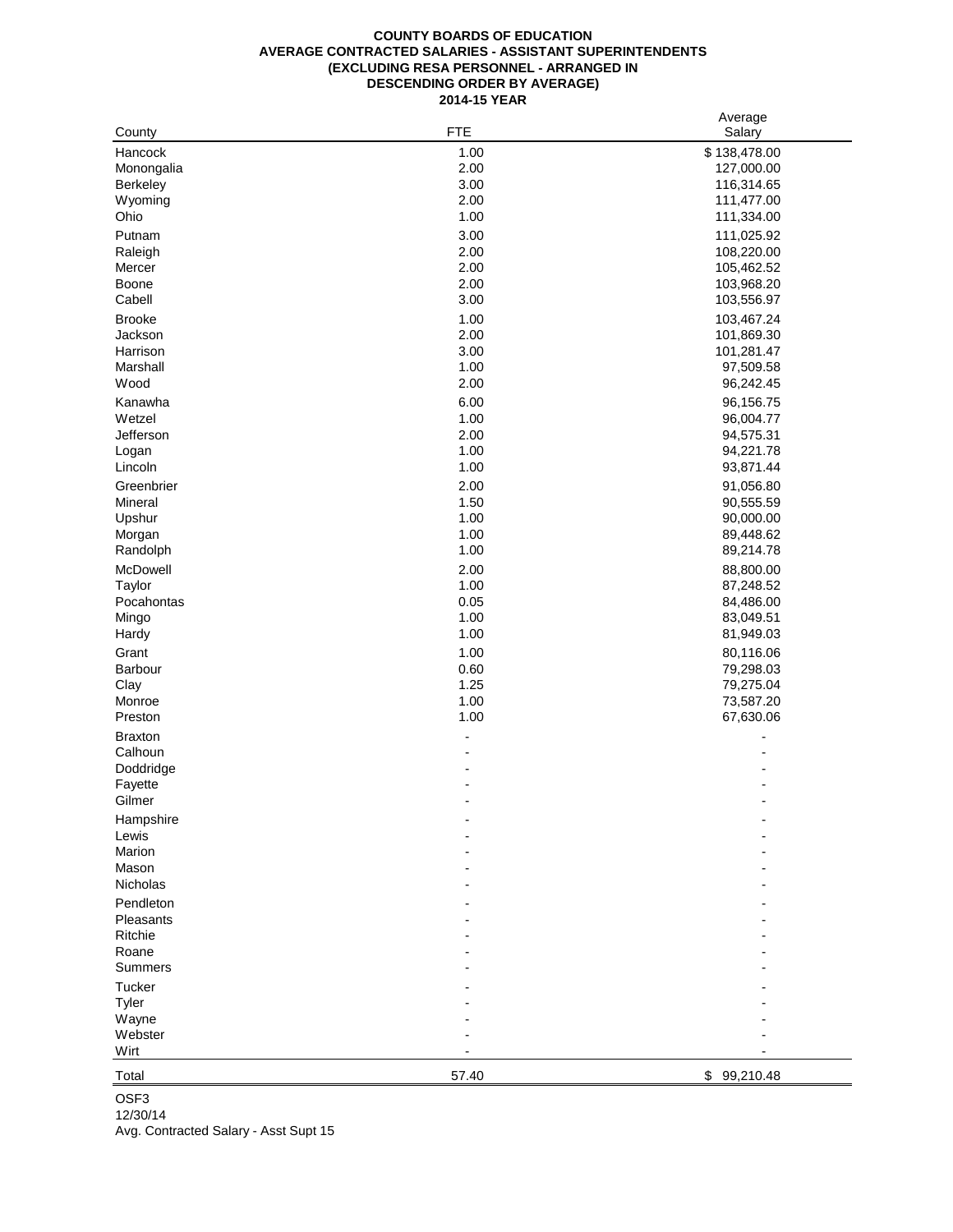**COUNTY BOARDS OF EDUCATION**
**AVERAGE CONTRACTED SALARIES - ASSISTANT SUPERINTENDENTS**
**(EXCLUDING RESA PERSONNEL - ARRANGED IN**
**DESCENDING ORDER BY AVERAGE)**
**2014-15 YEAR**

| County | FTE | Average Salary |
|---|---|---|
| Hancock | 1.00 | $ 138,478.00 |
| Monongalia | 2.00 | 127,000.00 |
| Berkeley | 3.00 | 116,314.65 |
| Wyoming | 2.00 | 111,477.00 |
| Ohio | 1.00 | 111,334.00 |
| Putnam | 3.00 | 111,025.92 |
| Raleigh | 2.00 | 108,220.00 |
| Mercer | 2.00 | 105,462.52 |
| Boone | 2.00 | 103,968.20 |
| Cabell | 3.00 | 103,556.97 |
| Brooke | 1.00 | 103,467.24 |
| Jackson | 2.00 | 101,869.30 |
| Harrison | 3.00 | 101,281.47 |
| Marshall | 1.00 | 97,509.58 |
| Wood | 2.00 | 96,242.45 |
| Kanawha | 6.00 | 96,156.75 |
| Wetzel | 1.00 | 96,004.77 |
| Jefferson | 2.00 | 94,575.31 |
| Logan | 1.00 | 94,221.78 |
| Lincoln | 1.00 | 93,871.44 |
| Greenbrier | 2.00 | 91,056.80 |
| Mineral | 1.50 | 90,555.59 |
| Upshur | 1.00 | 90,000.00 |
| Morgan | 1.00 | 89,448.62 |
| Randolph | 1.00 | 89,214.78 |
| McDowell | 2.00 | 88,800.00 |
| Taylor | 1.00 | 87,248.52 |
| Pocahontas | 0.05 | 84,486.00 |
| Mingo | 1.00 | 83,049.51 |
| Hardy | 1.00 | 81,949.03 |
| Grant | 1.00 | 80,116.06 |
| Barbour | 0.60 | 79,298.03 |
| Clay | 1.25 | 79,275.04 |
| Monroe | 1.00 | 73,587.20 |
| Preston | 1.00 | 67,630.06 |
| Braxton | - | - |
| Calhoun | - | - |
| Doddridge | - | - |
| Fayette | - | - |
| Gilmer | - | - |
| Hampshire | - | - |
| Lewis | - | - |
| Marion | - | - |
| Mason | - | - |
| Nicholas | - | - |
| Pendleton | - | - |
| Pleasants | - | - |
| Ritchie | - | - |
| Roane | - | - |
| Summers | - | - |
| Tucker | - | - |
| Tyler | - | - |
| Wayne | - | - |
| Webster | - | - |
| Wirt | - | - |
| Total | 57.40 | $ 99,210.48 |

OSF3
12/30/14
Avg. Contracted Salary - Asst Supt 15